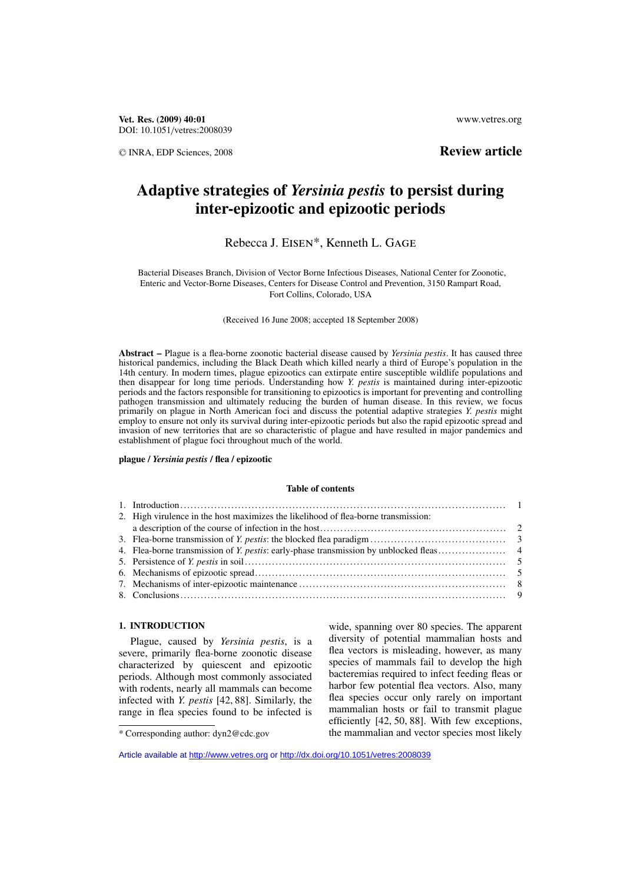Vet. Res. (2009) 40:01
DOI: 10.1051/vetres:2008039

www.vetres.org

© INRA, EDP Sciences, 2008

**Review article**

# Adaptive strategies of *Yersinia pestis* to persist during inter-epizootic and epizootic periods

Rebecca J. Eisen*, Kenneth L. Gage

Bacterial Diseases Branch, Division of Vector Borne Infectious Diseases, National Center for Zoonotic, Enteric and Vector-Borne Diseases, Centers for Disease Control and Prevention, 3150 Rampart Road, Fort Collins, Colorado, USA

(Received 16 June 2008; accepted 18 September 2008)

**Abstract –** Plague is a flea-borne zoonotic bacterial disease caused by *Yersinia pestis*. It has caused three historical pandemics, including the Black Death which killed nearly a third of Europe's population in the 14th century. In modern times, plague epizootics can extirpate entire susceptible wildlife populations and then disappear for long time periods. Understanding how *Y. pestis* is maintained during inter-epizootic periods and the factors responsible for transitioning to epizootics is important for preventing and controlling pathogen transmission and ultimately reducing the burden of human disease. In this review, we focus primarily on plague in North American foci and discuss the potential adaptive strategies *Y. pestis* might employ to ensure not only its survival during inter-epizootic periods but also the rapid epizootic spread and invasion of new territories that are so characteristic of plague and have resulted in major pandemics and establishment of plague foci throughout much of the world.

**plague / *Yersinia pestis* / flea / epizootic**

**Table of contents**

1. Introduction .......... 1
2. High virulence in the host maximizes the likelihood of flea-borne transmission: a description of the course of infection in the host .......... 2
3. Flea-borne transmission of *Y. pestis*: the blocked flea paradigm .......... 3
4. Flea-borne transmission of *Y. pestis*: early-phase transmission by unblocked fleas .......... 4
5. Persistence of *Y. pestis* in soil .......... 5
6. Mechanisms of epizootic spread .......... 5
7. Mechanisms of inter-epizootic maintenance .......... 8
8. Conclusions .......... 9

## 1. INTRODUCTION

Plague, caused by *Yersinia pestis*, is a severe, primarily flea-borne zoonotic disease characterized by quiescent and epizootic periods. Although most commonly associated with rodents, nearly all mammals can become infected with *Y. pestis* [42, 88]. Similarly, the range in flea species found to be infected is wide, spanning over 80 species. The apparent diversity of potential mammalian hosts and flea vectors is misleading, however, as many species of mammals fail to develop the high bacteremias required to infect feeding fleas or harbor few potential flea vectors. Also, many flea species occur only rarely on important mammalian hosts or fail to transmit plague efficiently [42, 50, 88]. With few exceptions, the mammalian and vector species most likely

* Corresponding author: dyn2@cdc.gov

Article available at http://www.vetres.org or http://dx.doi.org/10.1051/vetres:2008039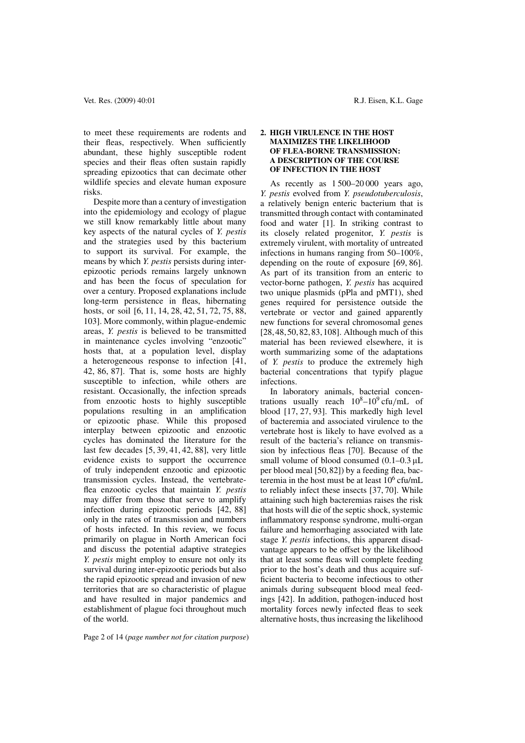to meet these requirements are rodents and their fleas, respectively. When sufficiently abundant, these highly susceptible rodent species and their fleas often sustain rapidly spreading epizootics that can decimate other wildlife species and elevate human exposure risks.

Despite more than a century of investigation into the epidemiology and ecology of plague we still know remarkably little about many key aspects of the natural cycles of *Y. pestis* and the strategies used by this bacterium to support its survival. For example, the means by which *Y. pestis* persists during inter-epizootic periods remains largely unknown and has been the focus of speculation for over a century. Proposed explanations include long-term persistence in fleas, hibernating hosts, or soil [6, 11, 14, 28, 42, 51, 72, 75, 88, 103]. More commonly, within plague-endemic areas, *Y. pestis* is believed to be transmitted in maintenance cycles involving "enzootic" hosts that, at a population level, display a heterogeneous response to infection [41, 42, 86, 87]. That is, some hosts are highly susceptible to infection, while others are resistant. Occasionally, the infection spreads from enzootic hosts to highly susceptible populations resulting in an amplification or epizootic phase. While this proposed interplay between epizootic and enzootic cycles has dominated the literature for the last few decades [5, 39, 41, 42, 88], very little evidence exists to support the occurrence of truly independent enzootic and epizootic transmission cycles. Instead, the vertebrate-flea enzootic cycles that maintain *Y. pestis* may differ from those that serve to amplify infection during epizootic periods [42, 88] only in the rates of transmission and numbers of hosts infected. In this review, we focus primarily on plague in North American foci and discuss the potential adaptive strategies *Y. pestis* might employ to ensure not only its survival during inter-epizootic periods but also the rapid epizootic spread and invasion of new territories that are so characteristic of plague and have resulted in major pandemics and establishment of plague foci throughout much of the world.

## 2. HIGH VIRULENCE IN THE HOST MAXIMIZES THE LIKELIHOOD OF FLEA-BORNE TRANSMISSION: A DESCRIPTION OF THE COURSE OF INFECTION IN THE HOST

As recently as 1 500–20 000 years ago, *Y. pestis* evolved from *Y. pseudotuberculosis*, a relatively benign enteric bacterium that is transmitted through contact with contaminated food and water [1]. In striking contrast to its closely related progenitor, *Y. pestis* is extremely virulent, with mortality of untreated infections in humans ranging from 50–100%, depending on the route of exposure [69, 86]. As part of its transition from an enteric to vector-borne pathogen, *Y. pestis* has acquired two unique plasmids (pPla and pMT1), shed genes required for persistence outside the vertebrate or vector and gained apparently new functions for several chromosomal genes [28, 48, 50, 82, 83, 108]. Although much of this material has been reviewed elsewhere, it is worth summarizing some of the adaptations of *Y. pestis* to produce the extremely high bacterial concentrations that typify plague infections.

In laboratory animals, bacterial concentrations usually reach $10^8$–$10^9$ cfu/mL of blood [17, 27, 93]. This markedly high level of bacteremia and associated virulence to the vertebrate host is likely to have evolved as a result of the bacteria's reliance on transmission by infectious fleas [70]. Because of the small volume of blood consumed (0.1–0.3 μL per blood meal [50, 82]) by a feeding flea, bacteremia in the host must be at least $10^6$ cfu/mL to reliably infect these insects [37, 70]. While attaining such high bacteremias raises the risk that hosts will die of the septic shock, systemic inflammatory response syndrome, multi-organ failure and hemorrhaging associated with late stage *Y. pestis* infections, this apparent disadvantage appears to be offset by the likelihood that at least some fleas will complete feeding prior to the host's death and thus acquire sufficient bacteria to become infectious to other animals during subsequent blood meal feedings [42]. In addition, pathogen-induced host mortality forces newly infected fleas to seek alternative hosts, thus increasing the likelihood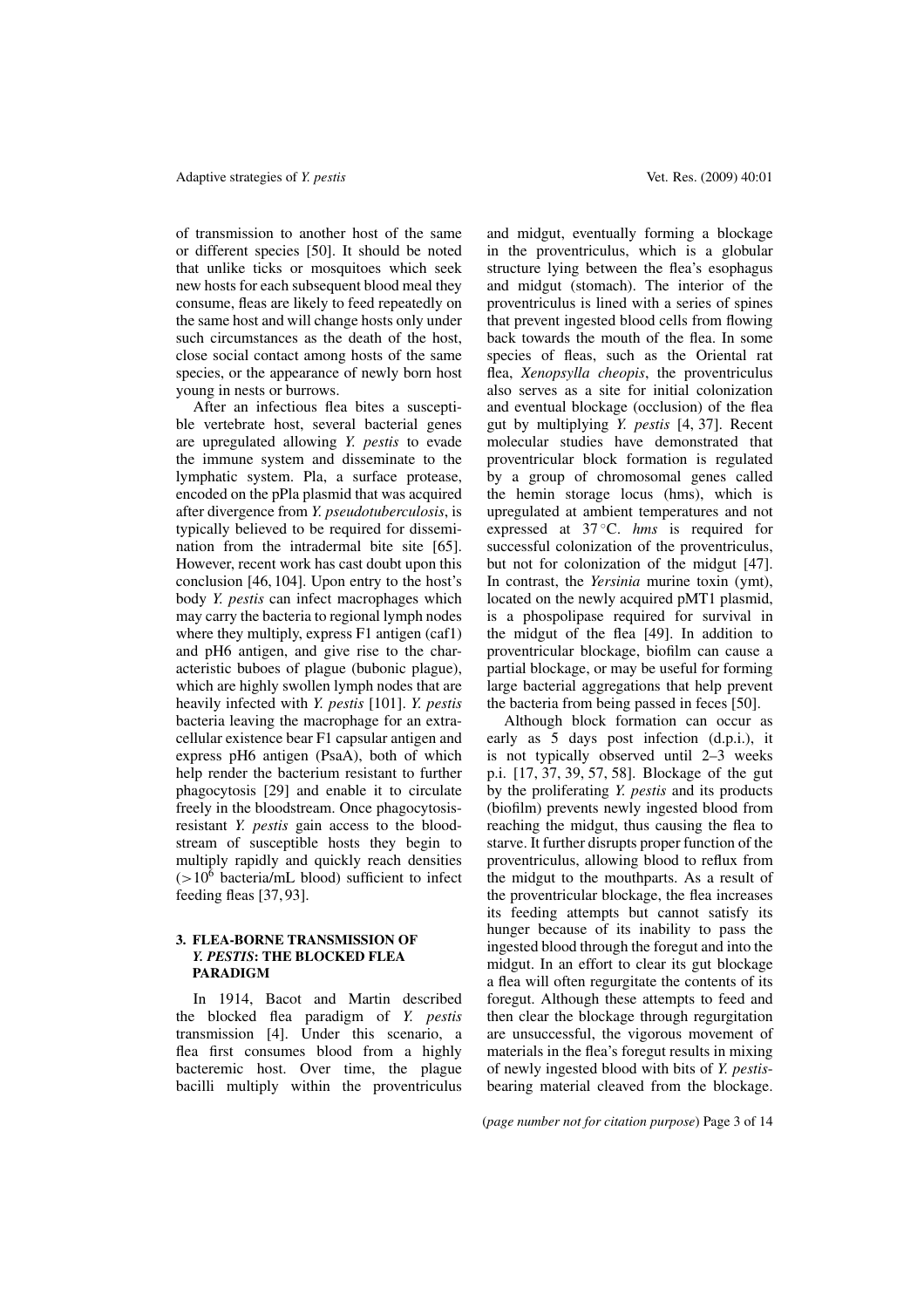of transmission to another host of the same or different species [50]. It should be noted that unlike ticks or mosquitoes which seek new hosts for each subsequent blood meal they consume, fleas are likely to feed repeatedly on the same host and will change hosts only under such circumstances as the death of the host, close social contact among hosts of the same species, or the appearance of newly born host young in nests or burrows.

After an infectious flea bites a susceptible vertebrate host, several bacterial genes are upregulated allowing *Y. pestis* to evade the immune system and disseminate to the lymphatic system. Pla, a surface protease, encoded on the pPla plasmid that was acquired after divergence from *Y. pseudotuberculosis*, is typically believed to be required for dissemination from the intradermal bite site [65]. However, recent work has cast doubt upon this conclusion [46, 104]. Upon entry to the host's body *Y. pestis* can infect macrophages which may carry the bacteria to regional lymph nodes where they multiply, express F1 antigen (caf1) and pH6 antigen, and give rise to the characteristic buboes of plague (bubonic plague), which are highly swollen lymph nodes that are heavily infected with *Y. pestis* [101]. *Y. pestis* bacteria leaving the macrophage for an extracellular existence bear F1 capsular antigen and express pH6 antigen (PsaA), both of which help render the bacterium resistant to further phagocytosis [29] and enable it to circulate freely in the bloodstream. Once phagocytosis-resistant *Y. pestis* gain access to the bloodstream of susceptible hosts they begin to multiply rapidly and quickly reach densities ($>10^6$ bacteria/mL blood) sufficient to infect feeding fleas [37, 93].

## 3. FLEA-BORNE TRANSMISSION OF *Y. PESTIS*: THE BLOCKED FLEA PARADIGM

In 1914, Bacot and Martin described the blocked flea paradigm of *Y. pestis* transmission [4]. Under this scenario, a flea first consumes blood from a highly bacteremic host. Over time, the plague bacilli multiply within the proventriculus and midgut, eventually forming a blockage in the proventriculus, which is a globular structure lying between the flea's esophagus and midgut (stomach). The interior of the proventriculus is lined with a series of spines that prevent ingested blood cells from flowing back towards the mouth of the flea. In some species of fleas, such as the Oriental rat flea, *Xenopsylla cheopis*, the proventriculus also serves as a site for initial colonization and eventual blockage (occlusion) of the flea gut by multiplying *Y. pestis* [4, 37]. Recent molecular studies have demonstrated that proventricular block formation is regulated by a group of chromosomal genes called the hemin storage locus (hms), which is upregulated at ambient temperatures and not expressed at 37 °C. *hms* is required for successful colonization of the proventriculus, but not for colonization of the midgut [47]. In contrast, the *Yersinia* murine toxin (ymt), located on the newly acquired pMT1 plasmid, is a phospolipase required for survival in the midgut of the flea [49]. In addition to proventricular blockage, biofilm can cause a partial blockage, or may be useful for forming large bacterial aggregations that help prevent the bacteria from being passed in feces [50].

Although block formation can occur as early as 5 days post infection (d.p.i.), it is not typically observed until 2–3 weeks p.i. [17, 37, 39, 57, 58]. Blockage of the gut by the proliferating *Y. pestis* and its products (biofilm) prevents newly ingested blood from reaching the midgut, thus causing the flea to starve. It further disrupts proper function of the proventriculus, allowing blood to reflux from the midgut to the mouthparts. As a result of the proventricular blockage, the flea increases its feeding attempts but cannot satisfy its hunger because of its inability to pass the ingested blood through the foregut and into the midgut. In an effort to clear its gut blockage a flea will often regurgitate the contents of its foregut. Although these attempts to feed and then clear the blockage through regurgitation are unsuccessful, the vigorous movement of materials in the flea's foregut results in mixing of newly ingested blood with bits of *Y. pestis*-bearing material cleaved from the blockage.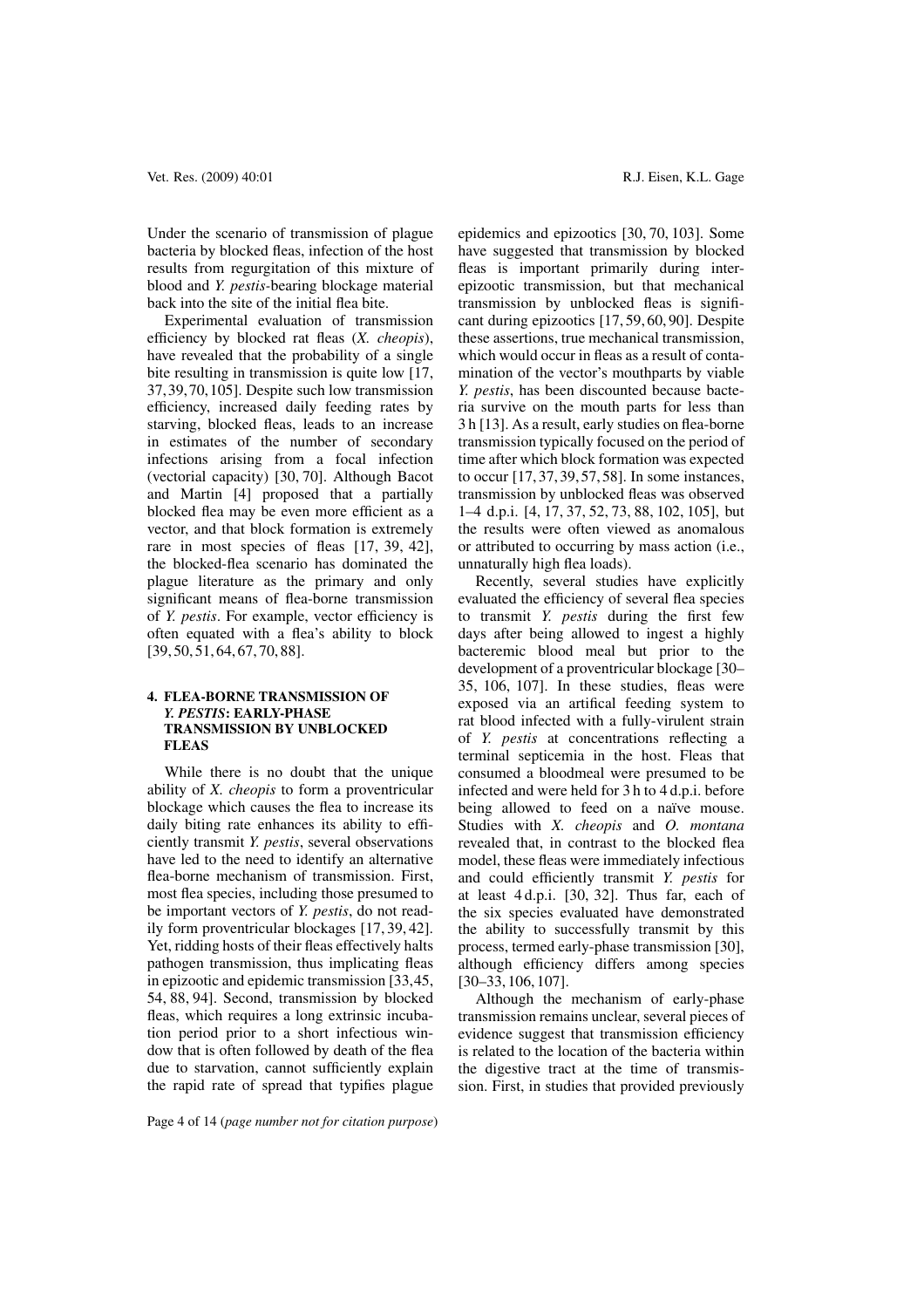Under the scenario of transmission of plague bacteria by blocked fleas, infection of the host results from regurgitation of this mixture of blood and *Y. pestis*-bearing blockage material back into the site of the initial flea bite.

Experimental evaluation of transmission efficiency by blocked rat fleas (*X. cheopis*), have revealed that the probability of a single bite resulting in transmission is quite low [17, 37, 39, 70, 105]. Despite such low transmission efficiency, increased daily feeding rates by starving, blocked fleas, leads to an increase in estimates of the number of secondary infections arising from a focal infection (vectorial capacity) [30, 70]. Although Bacot and Martin [4] proposed that a partially blocked flea may be even more efficient as a vector, and that block formation is extremely rare in most species of fleas [17, 39, 42], the blocked-flea scenario has dominated the plague literature as the primary and only significant means of flea-borne transmission of *Y. pestis*. For example, vector efficiency is often equated with a flea's ability to block [39, 50, 51, 64, 67, 70, 88].

## 4. FLEA-BORNE TRANSMISSION OF *Y. PESTIS*: EARLY-PHASE TRANSMISSION BY UNBLOCKED FLEAS

While there is no doubt that the unique ability of *X. cheopis* to form a proventricular blockage which causes the flea to increase its daily biting rate enhances its ability to efficiently transmit *Y. pestis*, several observations have led to the need to identify an alternative flea-borne mechanism of transmission. First, most flea species, including those presumed to be important vectors of *Y. pestis*, do not readily form proventricular blockages [17, 39, 42]. Yet, ridding hosts of their fleas effectively halts pathogen transmission, thus implicating fleas in epizootic and epidemic transmission [33, 45, 54, 88, 94]. Second, transmission by blocked fleas, which requires a long extrinsic incubation period prior to a short infectious window that is often followed by death of the flea due to starvation, cannot sufficiently explain the rapid rate of spread that typifies plague epidemics and epizootics [30, 70, 103]. Some have suggested that transmission by blocked fleas is important primarily during inter-epizootic transmission, but that mechanical transmission by unblocked fleas is significant during epizootics [17, 59, 60, 90]. Despite these assertions, true mechanical transmission, which would occur in fleas as a result of contamination of the vector's mouthparts by viable *Y. pestis*, has been discounted because bacteria survive on the mouth parts for less than 3 h [13]. As a result, early studies on flea-borne transmission typically focused on the period of time after which block formation was expected to occur [17, 37, 39, 57, 58]. In some instances, transmission by unblocked fleas was observed 1–4 d.p.i. [4, 17, 37, 52, 73, 88, 102, 105], but the results were often viewed as anomalous or attributed to occurring by mass action (i.e., unnaturally high flea loads).

Recently, several studies have explicitly evaluated the efficiency of several flea species to transmit *Y. pestis* during the first few days after being allowed to ingest a highly bacteremic blood meal but prior to the development of a proventricular blockage [30–35, 106, 107]. In these studies, fleas were exposed via an artifical feeding system to rat blood infected with a fully-virulent strain of *Y. pestis* at concentrations reflecting a terminal septicemia in the host. Fleas that consumed a bloodmeal were presumed to be infected and were held for 3 h to 4 d.p.i. before being allowed to feed on a naïve mouse. Studies with *X. cheopis* and *O. montana* revealed that, in contrast to the blocked flea model, these fleas were immediately infectious and could efficiently transmit *Y. pestis* for at least 4 d.p.i. [30, 32]. Thus far, each of the six species evaluated have demonstrated the ability to successfully transmit by this process, termed early-phase transmission [30], although efficiency differs among species [30–33, 106, 107].

Although the mechanism of early-phase transmission remains unclear, several pieces of evidence suggest that transmission efficiency is related to the location of the bacteria within the digestive tract at the time of transmission. First, in studies that provided previously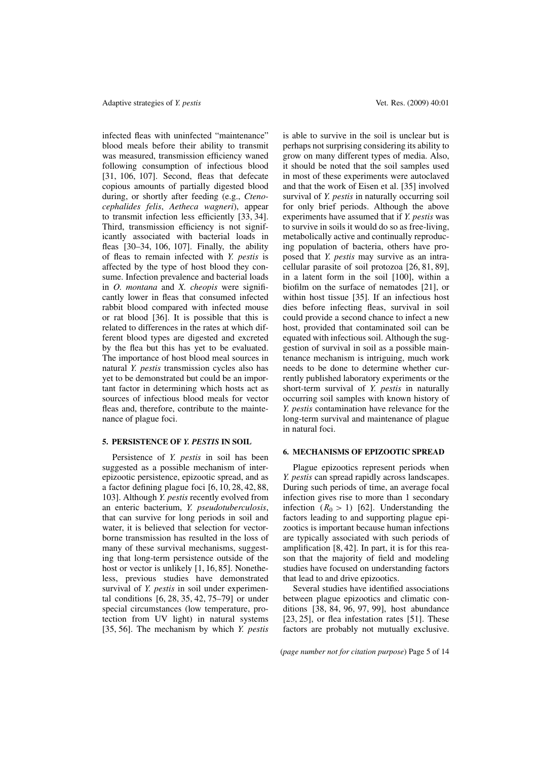infected fleas with uninfected "maintenance" blood meals before their ability to transmit was measured, transmission efficiency waned following consumption of infectious blood [31, 106, 107]. Second, fleas that defecate copious amounts of partially digested blood during, or shortly after feeding (e.g., *Ctenocephalides felis*, *Aetheca wagneri*), appear to transmit infection less efficiently [33, 34]. Third, transmission efficiency is not significantly associated with bacterial loads in fleas [30–34, 106, 107]. Finally, the ability of fleas to remain infected with *Y. pestis* is affected by the type of host blood they consume. Infection prevalence and bacterial loads in *O. montana* and *X. cheopis* were significantly lower in fleas that consumed infected rabbit blood compared with infected mouse or rat blood [36]. It is possible that this is related to differences in the rates at which different blood types are digested and excreted by the flea but this has yet to be evaluated. The importance of host blood meal sources in natural *Y. pestis* transmission cycles also has yet to be demonstrated but could be an important factor in determining which hosts act as sources of infectious blood meals for vector fleas and, therefore, contribute to the maintenance of plague foci.

## 5. PERSISTENCE OF *Y. PESTIS* IN SOIL

Persistence of *Y. pestis* in soil has been suggested as a possible mechanism of inter-epizootic persistence, epizootic spread, and as a factor defining plague foci [6, 10, 28, 42, 88, 103]. Although *Y. pestis* recently evolved from an enteric bacterium, *Y. pseudotuberculosis*, that can survive for long periods in soil and water, it is believed that selection for vector-borne transmission has resulted in the loss of many of these survival mechanisms, suggesting that long-term persistence outside of the host or vector is unlikely [1, 16, 85]. Nonetheless, previous studies have demonstrated survival of *Y. pestis* in soil under experimental conditions [6, 28, 35, 42, 75–79] or under special circumstances (low temperature, protection from UV light) in natural systems [35, 56]. The mechanism by which *Y. pestis* is able to survive in the soil is unclear but is perhaps not surprising considering its ability to grow on many different types of media. Also, it should be noted that the soil samples used in most of these experiments were autoclaved and that the work of Eisen et al. [35] involved survival of *Y. pestis* in naturally occurring soil for only brief periods. Although the above experiments have assumed that if *Y. pestis* was to survive in soils it would do so as free-living, metabolically active and continually reproducing population of bacteria, others have proposed that *Y. pestis* may survive as an intracellular parasite of soil protozoa [26, 81, 89], in a latent form in the soil [100], within a biofilm on the surface of nematodes [21], or within host tissue [35]. If an infectious host dies before infecting fleas, survival in soil could provide a second chance to infect a new host, provided that contaminated soil can be equated with infectious soil. Although the suggestion of survival in soil as a possible maintenance mechanism is intriguing, much work needs to be done to determine whether currently published laboratory experiments or the short-term survival of *Y. pestis* in naturally occurring soil samples with known history of *Y. pestis* contamination have relevance for the long-term survival and maintenance of plague in natural foci.

## 6. MECHANISMS OF EPIZOOTIC SPREAD

Plague epizootics represent periods when *Y. pestis* can spread rapidly across landscapes. During such periods of time, an average focal infection gives rise to more than 1 secondary infection ($R_0 > 1$) [62]. Understanding the factors leading to and supporting plague epizootics is important because human infections are typically associated with such periods of amplification [8, 42]. In part, it is for this reason that the majority of field and modeling studies have focused on understanding factors that lead to and drive epizootics.

Several studies have identified associations between plague epizootics and climatic conditions [38, 84, 96, 97, 99], host abundance [23, 25], or flea infestation rates [51]. These factors are probably not mutually exclusive.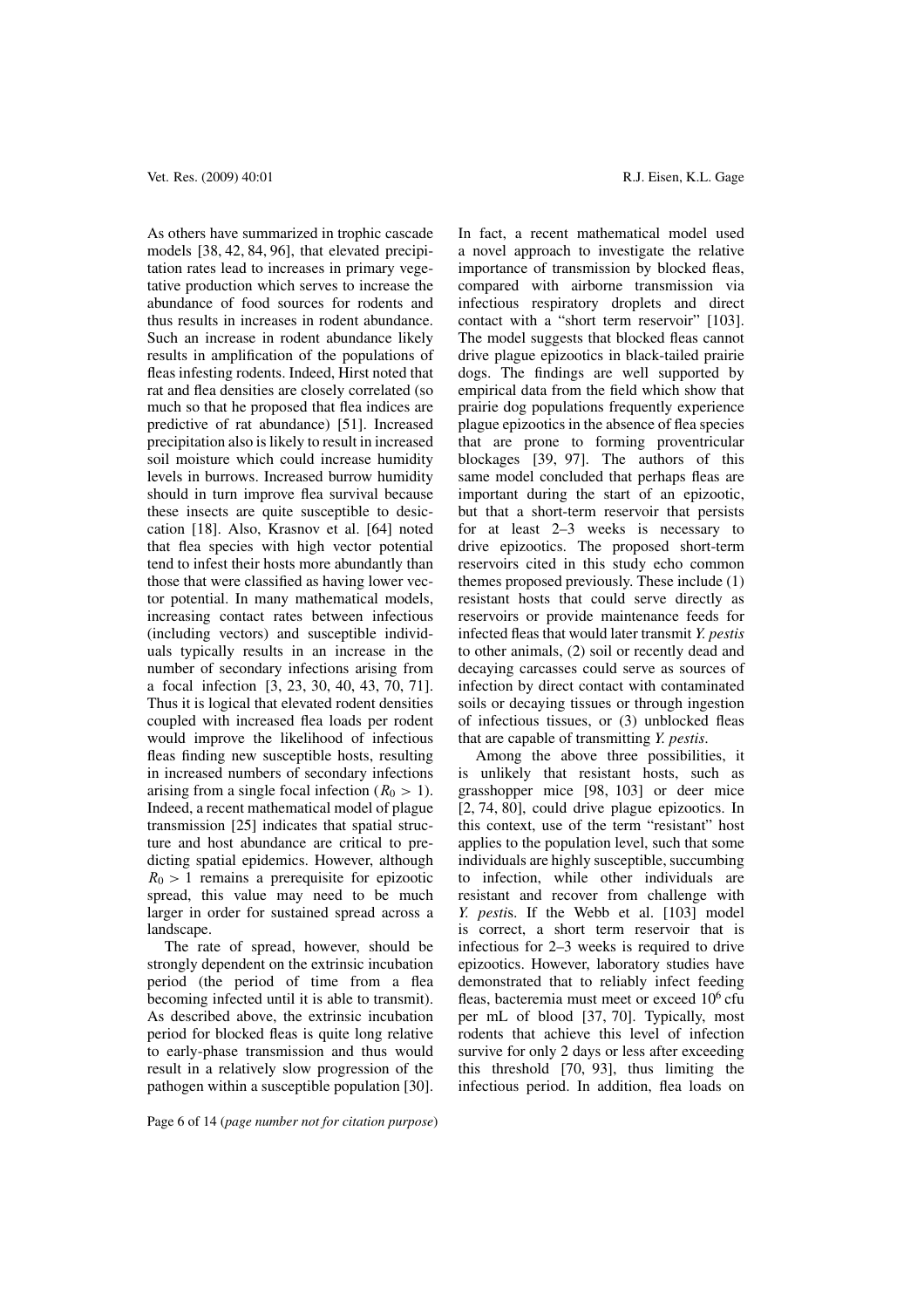As others have summarized in trophic cascade models [38, 42, 84, 96], that elevated precipitation rates lead to increases in primary vegetative production which serves to increase the abundance of food sources for rodents and thus results in increases in rodent abundance. Such an increase in rodent abundance likely results in amplification of the populations of fleas infesting rodents. Indeed, Hirst noted that rat and flea densities are closely correlated (so much so that he proposed that flea indices are predictive of rat abundance) [51]. Increased precipitation also is likely to result in increased soil moisture which could increase humidity levels in burrows. Increased burrow humidity should in turn improve flea survival because these insects are quite susceptible to desiccation [18]. Also, Krasnov et al. [64] noted that flea species with high vector potential tend to infest their hosts more abundantly than those that were classified as having lower vector potential. In many mathematical models, increasing contact rates between infectious (including vectors) and susceptible individuals typically results in an increase in the number of secondary infections arising from a focal infection [3, 23, 30, 40, 43, 70, 71]. Thus it is logical that elevated rodent densities coupled with increased flea loads per rodent would improve the likelihood of infectious fleas finding new susceptible hosts, resulting in increased numbers of secondary infections arising from a single focal infection ($R_0 > 1$). Indeed, a recent mathematical model of plague transmission [25] indicates that spatial structure and host abundance are critical to predicting spatial epidemics. However, although $R_0 > 1$ remains a prerequisite for epizootic spread, this value may need to be much larger in order for sustained spread across a landscape.

The rate of spread, however, should be strongly dependent on the extrinsic incubation period (the period of time from a flea becoming infected until it is able to transmit). As described above, the extrinsic incubation period for blocked fleas is quite long relative to early-phase transmission and thus would result in a relatively slow progression of the pathogen within a susceptible population [30]. In fact, a recent mathematical model used a novel approach to investigate the relative importance of transmission by blocked fleas, compared with airborne transmission via infectious respiratory droplets and direct contact with a "short term reservoir" [103]. The model suggests that blocked fleas cannot drive plague epizootics in black-tailed prairie dogs. The findings are well supported by empirical data from the field which show that prairie dog populations frequently experience plague epizootics in the absence of flea species that are prone to forming proventricular blockages [39, 97]. The authors of this same model concluded that perhaps fleas are important during the start of an epizootic, but that a short-term reservoir that persists for at least 2–3 weeks is necessary to drive epizootics. The proposed short-term reservoirs cited in this study echo common themes proposed previously. These include (1) resistant hosts that could serve directly as reservoirs or provide maintenance feeds for infected fleas that would later transmit *Y. pestis* to other animals, (2) soil or recently dead and decaying carcasses could serve as sources of infection by direct contact with contaminated soils or decaying tissues or through ingestion of infectious tissues, or (3) unblocked fleas that are capable of transmitting *Y. pestis*.

Among the above three possibilities, it is unlikely that resistant hosts, such as grasshopper mice [98, 103] or deer mice [2, 74, 80], could drive plague epizootics. In this context, use of the term "resistant" host applies to the population level, such that some individuals are highly susceptible, succumbing to infection, while other individuals are resistant and recover from challenge with *Y. pesti*s. If the Webb et al. [103] model is correct, a short term reservoir that is infectious for 2–3 weeks is required to drive epizootics. However, laboratory studies have demonstrated that to reliably infect feeding fleas, bacteremia must meet or exceed $10^6$ cfu per mL of blood [37, 70]. Typically, most rodents that achieve this level of infection survive for only 2 days or less after exceeding this threshold [70, 93], thus limiting the infectious period. In addition, flea loads on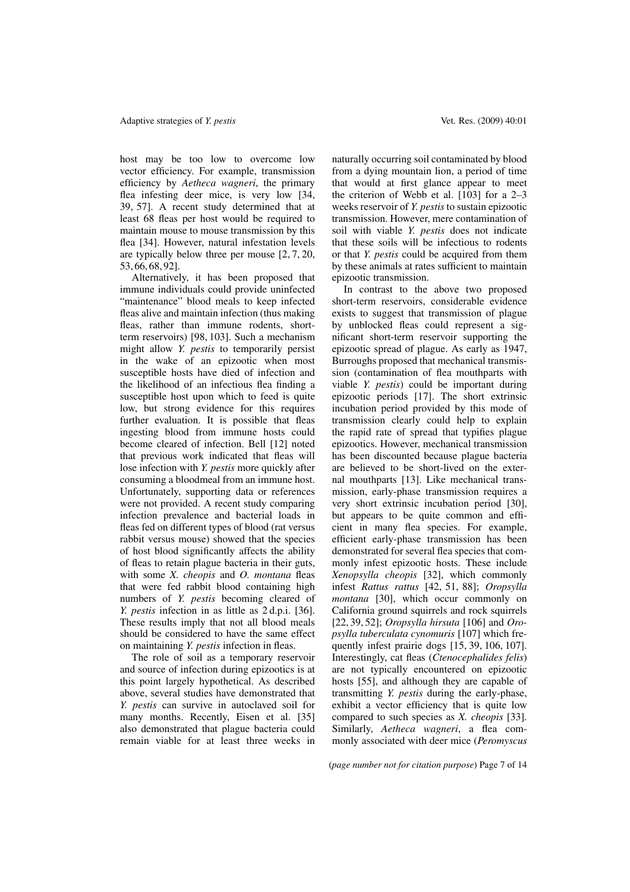host may be too low to overcome low vector efficiency. For example, transmission efficiency by *Aetheca wagneri*, the primary flea infesting deer mice, is very low [34, 39, 57]. A recent study determined that at least 68 fleas per host would be required to maintain mouse to mouse transmission by this flea [34]. However, natural infestation levels are typically below three per mouse [2, 7, 20, 53, 66, 68, 92].

Alternatively, it has been proposed that immune individuals could provide uninfected "maintenance" blood meals to keep infected fleas alive and maintain infection (thus making fleas, rather than immune rodents, short-term reservoirs) [98, 103]. Such a mechanism might allow *Y. pestis* to temporarily persist in the wake of an epizootic when most susceptible hosts have died of infection and the likelihood of an infectious flea finding a susceptible host upon which to feed is quite low, but strong evidence for this requires further evaluation. It is possible that fleas ingesting blood from immune hosts could become cleared of infection. Bell [12] noted that previous work indicated that fleas will lose infection with *Y. pestis* more quickly after consuming a bloodmeal from an immune host. Unfortunately, supporting data or references were not provided. A recent study comparing infection prevalence and bacterial loads in fleas fed on different types of blood (rat versus rabbit versus mouse) showed that the species of host blood significantly affects the ability of fleas to retain plague bacteria in their guts, with some *X. cheopis* and *O. montana* fleas that were fed rabbit blood containing high numbers of *Y. pestis* becoming cleared of *Y. pestis* infection in as little as 2 d.p.i. [36]. These results imply that not all blood meals should be considered to have the same effect on maintaining *Y. pestis* infection in fleas.

The role of soil as a temporary reservoir and source of infection during epizootics is at this point largely hypothetical. As described above, several studies have demonstrated that *Y. pestis* can survive in autoclaved soil for many months. Recently, Eisen et al. [35] also demonstrated that plague bacteria could remain viable for at least three weeks in naturally occurring soil contaminated by blood from a dying mountain lion, a period of time that would at first glance appear to meet the criterion of Webb et al. [103] for a 2–3 weeks reservoir of *Y. pestis* to sustain epizootic transmission. However, mere contamination of soil with viable *Y. pestis* does not indicate that these soils will be infectious to rodents or that *Y. pestis* could be acquired from them by these animals at rates sufficient to maintain epizootic transmission.

In contrast to the above two proposed short-term reservoirs, considerable evidence exists to suggest that transmission of plague by unblocked fleas could represent a significant short-term reservoir supporting the epizootic spread of plague. As early as 1947, Burroughs proposed that mechanical transmission (contamination of flea mouthparts with viable *Y. pestis*) could be important during epizootic periods [17]. The short extrinsic incubation period provided by this mode of transmission clearly could help to explain the rapid rate of spread that typifies plague epizootics. However, mechanical transmission has been discounted because plague bacteria are believed to be short-lived on the external mouthparts [13]. Like mechanical transmission, early-phase transmission requires a very short extrinsic incubation period [30], but appears to be quite common and efficient in many flea species. For example, efficient early-phase transmission has been demonstrated for several flea species that commonly infest epizootic hosts. These include *Xenopsylla cheopis* [32], which commonly infest *Rattus rattus* [42, 51, 88]; *Oropsylla montana* [30], which occur commonly on California ground squirrels and rock squirrels [22, 39, 52]; *Oropsylla hirsuta* [106] and *Oropsylla tuberculata cynomuris* [107] which frequently infest prairie dogs [15, 39, 106, 107]. Interestingly, cat fleas (*Ctenocephalides felis*) are not typically encountered on epizootic hosts [55], and although they are capable of transmitting *Y. pestis* during the early-phase, exhibit a vector efficiency that is quite low compared to such species as *X. cheopis* [33]. Similarly, *Aetheca wagneri*, a flea commonly associated with deer mice (*Peromyscus*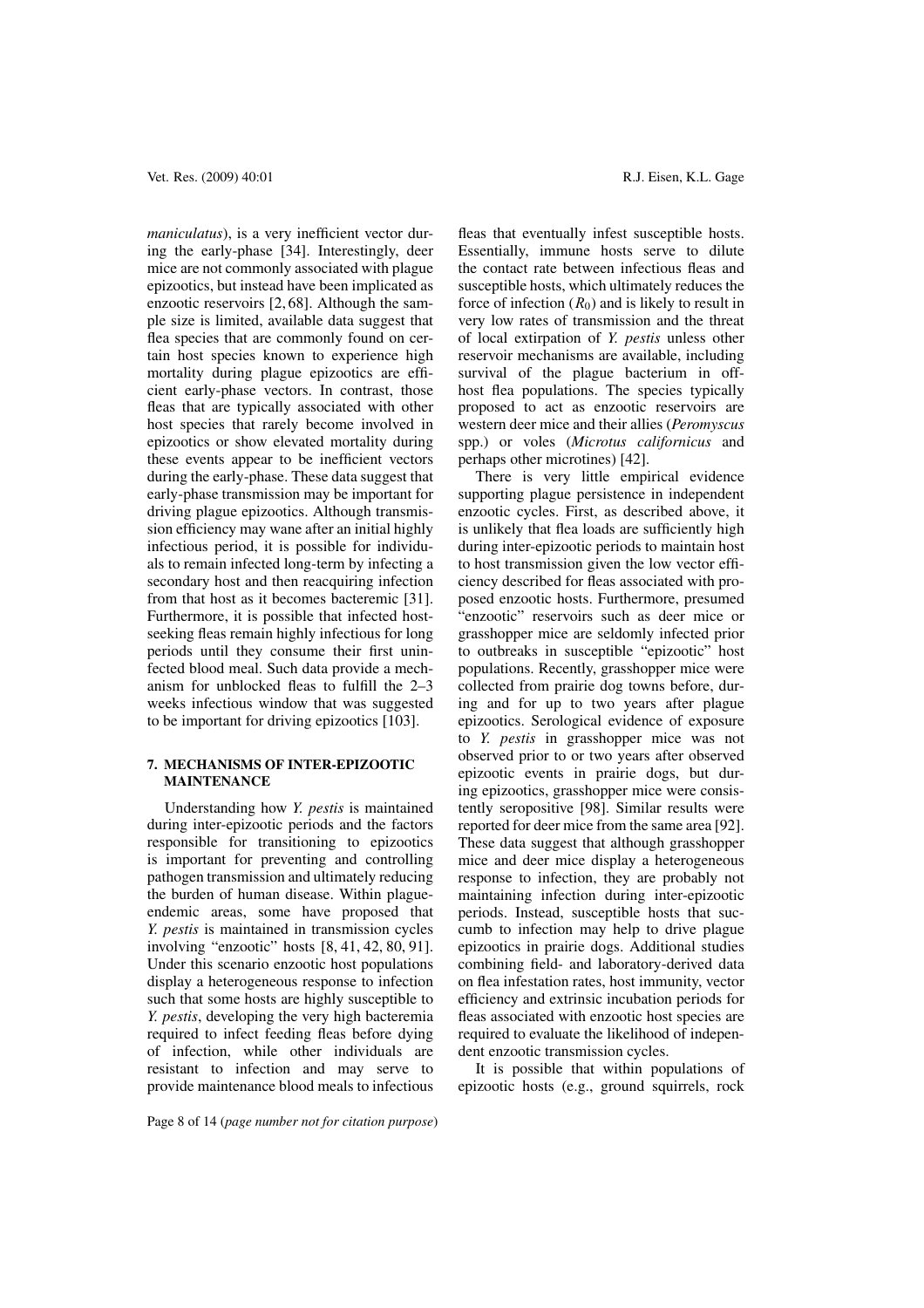*maniculatus*), is a very inefficient vector during the early-phase [34]. Interestingly, deer mice are not commonly associated with plague epizootics, but instead have been implicated as enzootic reservoirs [2, 68]. Although the sample size is limited, available data suggest that flea species that are commonly found on certain host species known to experience high mortality during plague epizootics are efficient early-phase vectors. In contrast, those fleas that are typically associated with other host species that rarely become involved in epizootics or show elevated mortality during these events appear to be inefficient vectors during the early-phase. These data suggest that early-phase transmission may be important for driving plague epizootics. Although transmission efficiency may wane after an initial highly infectious period, it is possible for individuals to remain infected long-term by infecting a secondary host and then reacquiring infection from that host as it becomes bacteremic [31]. Furthermore, it is possible that infected host-seeking fleas remain highly infectious for long periods until they consume their first uninfected blood meal. Such data provide a mechanism for unblocked fleas to fulfill the 2–3 weeks infectious window that was suggested to be important for driving epizootics [103].

## 7. MECHANISMS OF INTER-EPIZOOTIC MAINTENANCE

Understanding how *Y. pestis* is maintained during inter-epizootic periods and the factors responsible for transitioning to epizootics is important for preventing and controlling pathogen transmission and ultimately reducing the burden of human disease. Within plague-endemic areas, some have proposed that *Y. pestis* is maintained in transmission cycles involving "enzootic" hosts [8, 41, 42, 80, 91]. Under this scenario enzootic host populations display a heterogeneous response to infection such that some hosts are highly susceptible to *Y. pestis*, developing the very high bacteremia required to infect feeding fleas before dying of infection, while other individuals are resistant to infection and may serve to provide maintenance blood meals to infectious fleas that eventually infest susceptible hosts. Essentially, immune hosts serve to dilute the contact rate between infectious fleas and susceptible hosts, which ultimately reduces the force of infection ($R_0$) and is likely to result in very low rates of transmission and the threat of local extirpation of *Y. pestis* unless other reservoir mechanisms are available, including survival of the plague bacterium in off-host flea populations. The species typically proposed to act as enzootic reservoirs are western deer mice and their allies (*Peromyscus* spp.) or voles (*Microtus californicus* and perhaps other microtines) [42].

There is very little empirical evidence supporting plague persistence in independent enzootic cycles. First, as described above, it is unlikely that flea loads are sufficiently high during inter-epizootic periods to maintain host to host transmission given the low vector efficiency described for fleas associated with proposed enzootic hosts. Furthermore, presumed "enzootic" reservoirs such as deer mice or grasshopper mice are seldomly infected prior to outbreaks in susceptible "epizootic" host populations. Recently, grasshopper mice were collected from prairie dog towns before, during and for up to two years after plague epizootics. Serological evidence of exposure to *Y. pestis* in grasshopper mice was not observed prior to or two years after observed epizootic events in prairie dogs, but during epizootics, grasshopper mice were consistently seropositive [98]. Similar results were reported for deer mice from the same area [92]. These data suggest that although grasshopper mice and deer mice display a heterogeneous response to infection, they are probably not maintaining infection during inter-epizootic periods. Instead, susceptible hosts that succumb to infection may help to drive plague epizootics in prairie dogs. Additional studies combining field- and laboratory-derived data on flea infestation rates, host immunity, vector efficiency and extrinsic incubation periods for fleas associated with enzootic host species are required to evaluate the likelihood of independent enzootic transmission cycles.

It is possible that within populations of epizootic hosts (e.g., ground squirrels, rock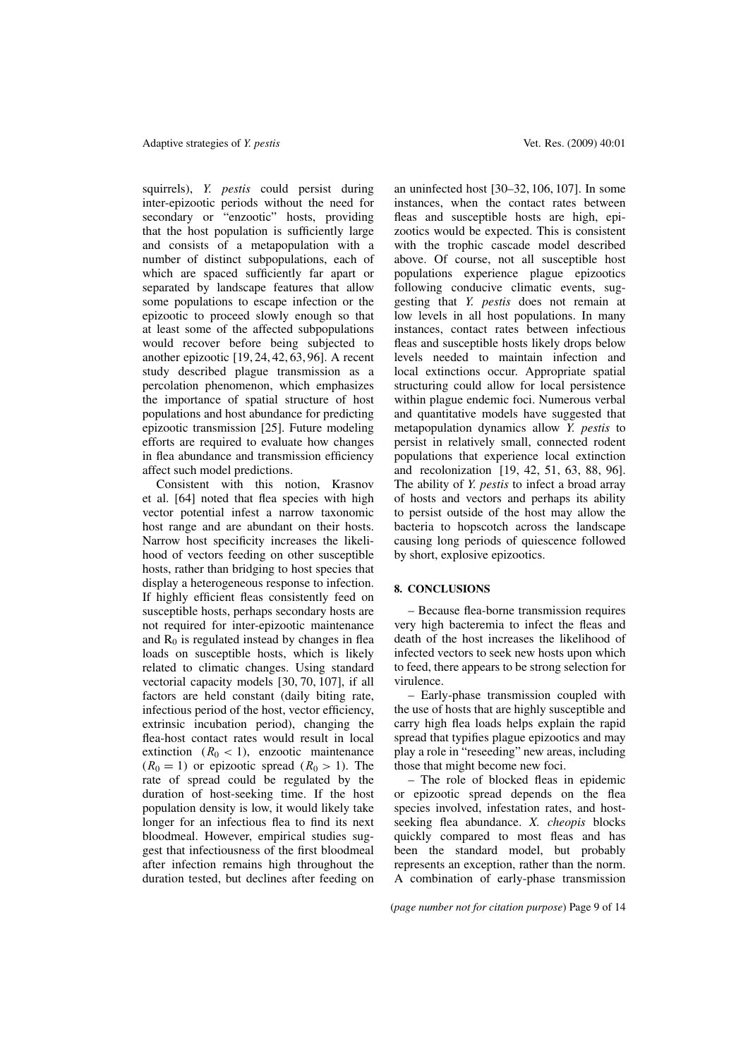squirrels), *Y. pestis* could persist during inter-epizootic periods without the need for secondary or "enzootic" hosts, providing that the host population is sufficiently large and consists of a metapopulation with a number of distinct subpopulations, each of which are spaced sufficiently far apart or separated by landscape features that allow some populations to escape infection or the epizootic to proceed slowly enough so that at least some of the affected subpopulations would recover before being subjected to another epizootic [19, 24, 42, 63, 96]. A recent study described plague transmission as a percolation phenomenon, which emphasizes the importance of spatial structure of host populations and host abundance for predicting epizootic transmission [25]. Future modeling efforts are required to evaluate how changes in flea abundance and transmission efficiency affect such model predictions.

Consistent with this notion, Krasnov et al. [64] noted that flea species with high vector potential infest a narrow taxonomic host range and are abundant on their hosts. Narrow host specificity increases the likelihood of vectors feeding on other susceptible hosts, rather than bridging to host species that display a heterogeneous response to infection. If highly efficient fleas consistently feed on susceptible hosts, perhaps secondary hosts are not required for inter-epizootic maintenance and $R_0$ is regulated instead by changes in flea loads on susceptible hosts, which is likely related to climatic changes. Using standard vectorial capacity models [30, 70, 107], if all factors are held constant (daily biting rate, infectious period of the host, vector efficiency, extrinsic incubation period), changing the flea-host contact rates would result in local extinction ($R_0 < 1$), enzootic maintenance ($R_0 = 1$) or epizootic spread ($R_0 > 1$). The rate of spread could be regulated by the duration of host-seeking time. If the host population density is low, it would likely take longer for an infectious flea to find its next bloodmeal. However, empirical studies suggest that infectiousness of the first bloodmeal after infection remains high throughout the duration tested, but declines after feeding on an uninfected host [30–32, 106, 107]. In some instances, when the contact rates between fleas and susceptible hosts are high, epizootics would be expected. This is consistent with the trophic cascade model described above. Of course, not all susceptible host populations experience plague epizootics following conducive climatic events, suggesting that *Y. pestis* does not remain at low levels in all host populations. In many instances, contact rates between infectious fleas and susceptible hosts likely drops below levels needed to maintain infection and local extinctions occur. Appropriate spatial structuring could allow for local persistence within plague endemic foci. Numerous verbal and quantitative models have suggested that metapopulation dynamics allow *Y. pestis* to persist in relatively small, connected rodent populations that experience local extinction and recolonization [19, 42, 51, 63, 88, 96]. The ability of *Y. pestis* to infect a broad array of hosts and vectors and perhaps its ability to persist outside of the host may allow the bacteria to hopscotch across the landscape causing long periods of quiescence followed by short, explosive epizootics.

## 8. CONCLUSIONS

– Because flea-borne transmission requires very high bacteremia to infect the fleas and death of the host increases the likelihood of infected vectors to seek new hosts upon which to feed, there appears to be strong selection for virulence.

– Early-phase transmission coupled with the use of hosts that are highly susceptible and carry high flea loads helps explain the rapid spread that typifies plague epizootics and may play a role in "reseeding" new areas, including those that might become new foci.

– The role of blocked fleas in epidemic or epizootic spread depends on the flea species involved, infestation rates, and host-seeking flea abundance. *X. cheopis* blocks quickly compared to most fleas and has been the standard model, but probably represents an exception, rather than the norm. A combination of early-phase transmission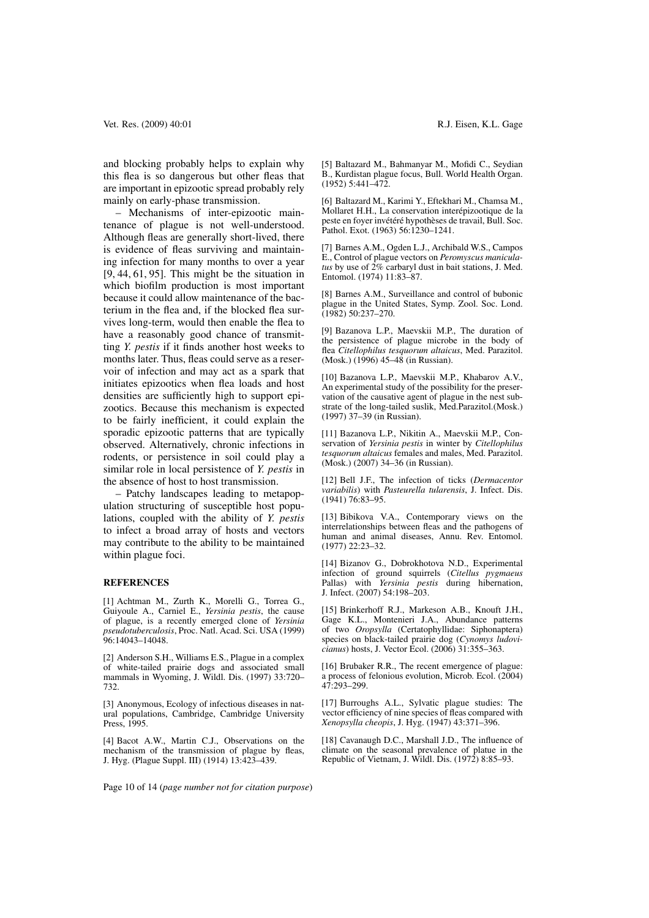and blocking probably helps to explain why this flea is so dangerous but other fleas that are important in epizootic spread probably rely mainly on early-phase transmission.

– Mechanisms of inter-epizootic maintenance of plague is not well-understood. Although fleas are generally short-lived, there is evidence of fleas surviving and maintaining infection for many months to over a year [9, 44, 61, 95]. This might be the situation in which biofilm production is most important because it could allow maintenance of the bacterium in the flea and, if the blocked flea survives long-term, would then enable the flea to have a reasonably good chance of transmitting *Y. pestis* if it finds another host weeks to months later. Thus, fleas could serve as a reservoir of infection and may act as a spark that initiates epizootics when flea loads and host densities are sufficiently high to support epizootics. Because this mechanism is expected to be fairly inefficient, it could explain the sporadic epizootic patterns that are typically observed. Alternatively, chronic infections in rodents, or persistence in soil could play a similar role in local persistence of *Y. pestis* in the absence of host to host transmission.

– Patchy landscapes leading to metapopulation structuring of susceptible host populations, coupled with the ability of *Y. pestis* to infect a broad array of hosts and vectors may contribute to the ability to be maintained within plague foci.

## REFERENCES

[1] Achtman M., Zurth K., Morelli G., Torrea G., Guiyoule A., Carniel E., *Yersinia pestis*, the cause of plague, is a recently emerged clone of *Yersinia pseudotuberculosis*, Proc. Natl. Acad. Sci. USA (1999) 96:14043–14048.

[2] Anderson S.H., Williams E.S., Plague in a complex of white-tailed prairie dogs and associated small mammals in Wyoming, J. Wildl. Dis. (1997) 33:720–732.

[3] Anonymous, Ecology of infectious diseases in natural populations, Cambridge, Cambridge University Press, 1995.

[4] Bacot A.W., Martin C.J., Observations on the mechanism of the transmission of plague by fleas, J. Hyg. (Plague Suppl. III) (1914) 13:423–439.

[5] Baltazard M., Bahmanyar M., Mofidi C., Seydian B., Kurdistan plague focus, Bull. World Health Organ. (1952) 5:441–472.

[6] Baltazard M., Karimi Y., Eftekhari M., Chamsa M., Mollaret H.H., La conservation interépizootique de la peste en foyer invétéré hypothèses de travail, Bull. Soc. Pathol. Exot. (1963) 56:1230–1241.

[7] Barnes A.M., Ogden L.J., Archibald W.S., Campos E., Control of plague vectors on *Peromyscus maniculatus* by use of 2% carbaryl dust in bait stations, J. Med. Entomol. (1974) 11:83–87.

[8] Barnes A.M., Surveillance and control of bubonic plague in the United States, Symp. Zool. Soc. Lond. (1982) 50:237–270.

[9] Bazanova L.P., Maevskii M.P., The duration of the persistence of plague microbe in the body of flea *Citellophilus tesquorum altaicus*, Med. Parazitol. (Mosk.) (1996) 45–48 (in Russian).

[10] Bazanova L.P., Maevskii M.P., Khabarov A.V., An experimental study of the possibility for the preservation of the causative agent of plague in the nest substrate of the long-tailed suslik, Med.Parazitol.(Mosk.) (1997) 37–39 (in Russian).

[11] Bazanova L.P., Nikitin A., Maevskii M.P., Conservation of *Yersinia pestis* in winter by *Citellophilus tesquorum altaicus* females and males, Med. Parazitol. (Mosk.) (2007) 34–36 (in Russian).

[12] Bell J.F., The infection of ticks (*Dermacentor variabilis*) with *Pasteurella tularensis*, J. Infect. Dis. (1941) 76:83–95.

[13] Bibikova V.A., Contemporary views on the interrelationships between fleas and the pathogens of human and animal diseases, Annu. Rev. Entomol. (1977) 22:23–32.

[14] Bizanov G., Dobrokhotova N.D., Experimental infection of ground squirrels (*Citellus pygmaeus* Pallas) with *Yersinia pestis* during hibernation, J. Infect. (2007) 54:198–203.

[15] Brinkerhoff R.J., Markeson A.B., Knouft J.H., Gage K.L., Montenieri J.A., Abundance patterns of two *Oropsylla* (Certatophyllidae: Siphonaptera) species on black-tailed prairie dog (*Cynomys ludovicianus*) hosts, J. Vector Ecol. (2006) 31:355–363.

[16] Brubaker R.R., The recent emergence of plague: a process of felonious evolution, Microb. Ecol. (2004) 47:293–299.

[17] Burroughs A.L., Sylvatic plague studies: The vector efficiency of nine species of fleas compared with *Xenopsylla cheopis*, J. Hyg. (1947) 43:371–396.

[18] Cavanaugh D.C., Marshall J.D., The influence of climate on the seasonal prevalence of platue in the Republic of Vietnam, J. Wildl. Dis. (1972) 8:85–93.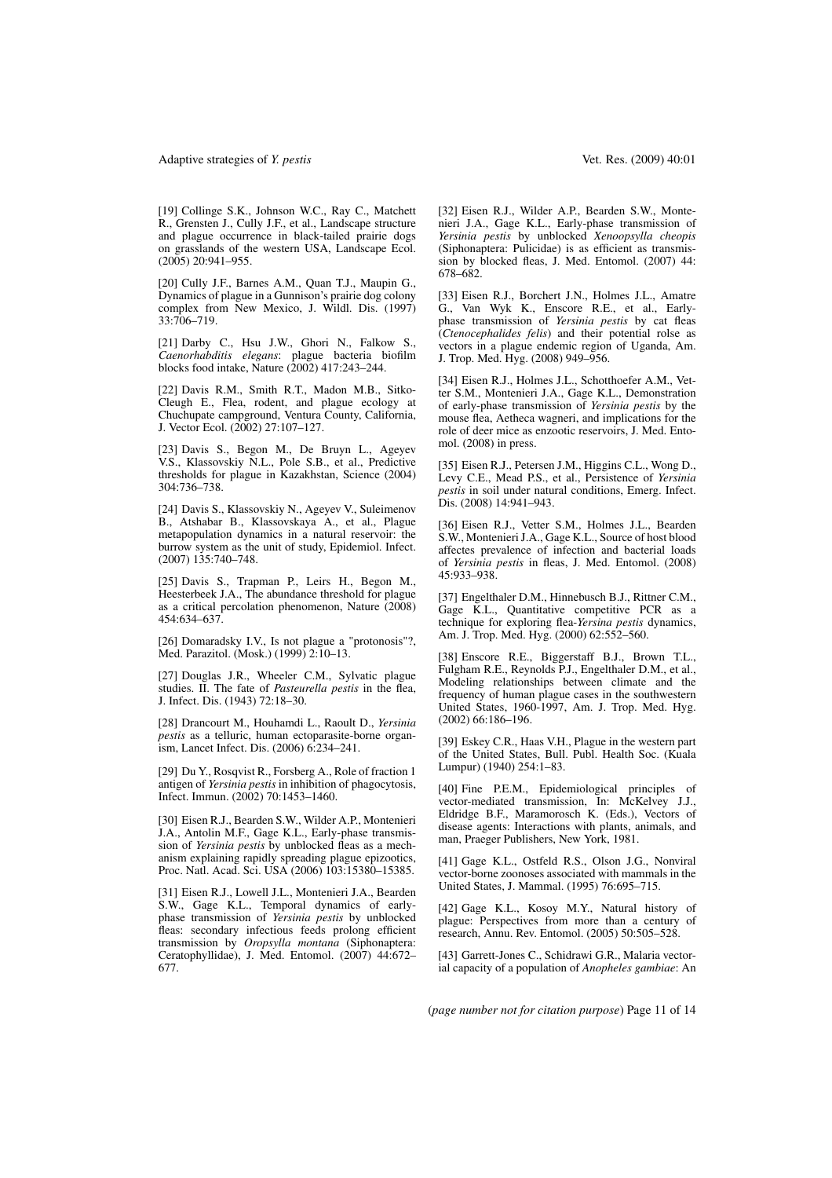[19] Collinge S.K., Johnson W.C., Ray C., Matchett R., Grensten J., Cully J.F., et al., Landscape structure and plague occurrence in black-tailed prairie dogs on grasslands of the western USA, Landscape Ecol. (2005) 20:941–955.

[20] Cully J.F., Barnes A.M., Quan T.J., Maupin G., Dynamics of plague in a Gunnison's prairie dog colony complex from New Mexico, J. Wildl. Dis. (1997) 33:706–719.

[21] Darby C., Hsu J.W., Ghori N., Falkow S., *Caenorhabditis elegans*: plague bacteria biofilm blocks food intake, Nature (2002) 417:243–244.

[22] Davis R.M., Smith R.T., Madon M.B., Sitko-Cleugh E., Flea, rodent, and plague ecology at Chuchupate campground, Ventura County, California, J. Vector Ecol. (2002) 27:107–127.

[23] Davis S., Begon M., De Bruyn L., Ageyev V.S., Klassovskiy N.L., Pole S.B., et al., Predictive thresholds for plague in Kazakhstan, Science (2004) 304:736–738.

[24] Davis S., Klassovskiy N., Ageyev V., Suleimenov B., Atshabar B., Klassovskaya A., et al., Plague metapopulation dynamics in a natural reservoir: the burrow system as the unit of study, Epidemiol. Infect. (2007) 135:740–748.

[25] Davis S., Trapman P., Leirs H., Begon M., Heesterbeek J.A., The abundance threshold for plague as a critical percolation phenomenon, Nature (2008) 454:634–637.

[26] Domaradsky I.V., Is not plague a "protonosis"?, Med. Parazitol. (Mosk.) (1999) 2:10–13.

[27] Douglas J.R., Wheeler C.M., Sylvatic plague studies. II. The fate of *Pasteurella pestis* in the flea, J. Infect. Dis. (1943) 72:18–30.

[28] Drancourt M., Houhamdi L., Raoult D., *Yersinia pestis* as a telluric, human ectoparasite-borne organism, Lancet Infect. Dis. (2006) 6:234–241.

[29] Du Y., Rosqvist R., Forsberg A., Role of fraction 1 antigen of *Yersinia pestis* in inhibition of phagocytosis, Infect. Immun. (2002) 70:1453–1460.

[30] Eisen R.J., Bearden S.W., Wilder A.P., Montenieri J.A., Antolin M.F., Gage K.L., Early-phase transmission of *Yersinia pestis* by unblocked fleas as a mechanism explaining rapidly spreading plague epizootics, Proc. Natl. Acad. Sci. USA (2006) 103:15380–15385.

[31] Eisen R.J., Lowell J.L., Montenieri J.A., Bearden S.W., Gage K.L., Temporal dynamics of early-phase transmission of *Yersinia pestis* by unblocked fleas: secondary infectious feeds prolong efficient transmission by *Oropsylla montana* (Siphonaptera: Ceratophyllidae), J. Med. Entomol. (2007) 44:672–677.

[32] Eisen R.J., Wilder A.P., Bearden S.W., Montenieri J.A., Gage K.L., Early-phase transmission of *Yersinia pestis* by unblocked *Xenoopsylla cheopis* (Siphonaptera: Pulicidae) is as efficient as transmission by blocked fleas, J. Med. Entomol. (2007) 44: 678–682.

[33] Eisen R.J., Borchert J.N., Holmes J.L., Amatre G., Van Wyk K., Enscore R.E., et al., Early-phase transmission of *Yersinia pestis* by cat fleas (*Ctenocephalides felis*) and their potential rolse as vectors in a plague endemic region of Uganda, Am. J. Trop. Med. Hyg. (2008) 949–956.

[34] Eisen R.J., Holmes J.L., Schotthoefer A.M., Vetter S.M., Montenieri J.A., Gage K.L., Demonstration of early-phase transmission of *Yersinia pestis* by the mouse flea, Aetheca wagneri, and implications for the role of deer mice as enzootic reservoirs, J. Med. Entomol. (2008) in press.

[35] Eisen R.J., Petersen J.M., Higgins C.L., Wong D., Levy C.E., Mead P.S., et al., Persistence of *Yersinia pestis* in soil under natural conditions, Emerg. Infect. Dis. (2008) 14:941–943.

[36] Eisen R.J., Vetter S.M., Holmes J.L., Bearden S.W., Montenieri J.A., Gage K.L., Source of host blood affectes prevalence of infection and bacterial loads of *Yersinia pestis* in fleas, J. Med. Entomol. (2008) 45:933–938.

[37] Engelthaler D.M., Hinnebusch B.J., Rittner C.M., Gage K.L., Quantitative competitive PCR as a technique for exploring flea-*Yersina pestis* dynamics, Am. J. Trop. Med. Hyg. (2000) 62:552–560.

[38] Enscore R.E., Biggerstaff B.J., Brown T.L., Fulgham R.E., Reynolds P.J., Engelthaler D.M., et al., Modeling relationships between climate and the frequency of human plague cases in the southwestern United States, 1960-1997, Am. J. Trop. Med. Hyg. (2002) 66:186–196.

[39] Eskey C.R., Haas V.H., Plague in the western part of the United States, Bull. Publ. Health Soc. (Kuala Lumpur) (1940) 254:1–83.

[40] Fine P.E.M., Epidemiological principles of vector-mediated transmission, In: McKelvey J.J., Eldridge B.F., Maramorosch K. (Eds.), Vectors of disease agents: Interactions with plants, animals, and man, Praeger Publishers, New York, 1981.

[41] Gage K.L., Ostfeld R.S., Olson J.G., Nonviral vector-borne zoonoses associated with mammals in the United States, J. Mammal. (1995) 76:695–715.

[42] Gage K.L., Kosoy M.Y., Natural history of plague: Perspectives from more than a century of research, Annu. Rev. Entomol. (2005) 50:505–528.

[43] Garrett-Jones C., Schidrawi G.R., Malaria vectorial capacity of a population of *Anopheles gambiae*: An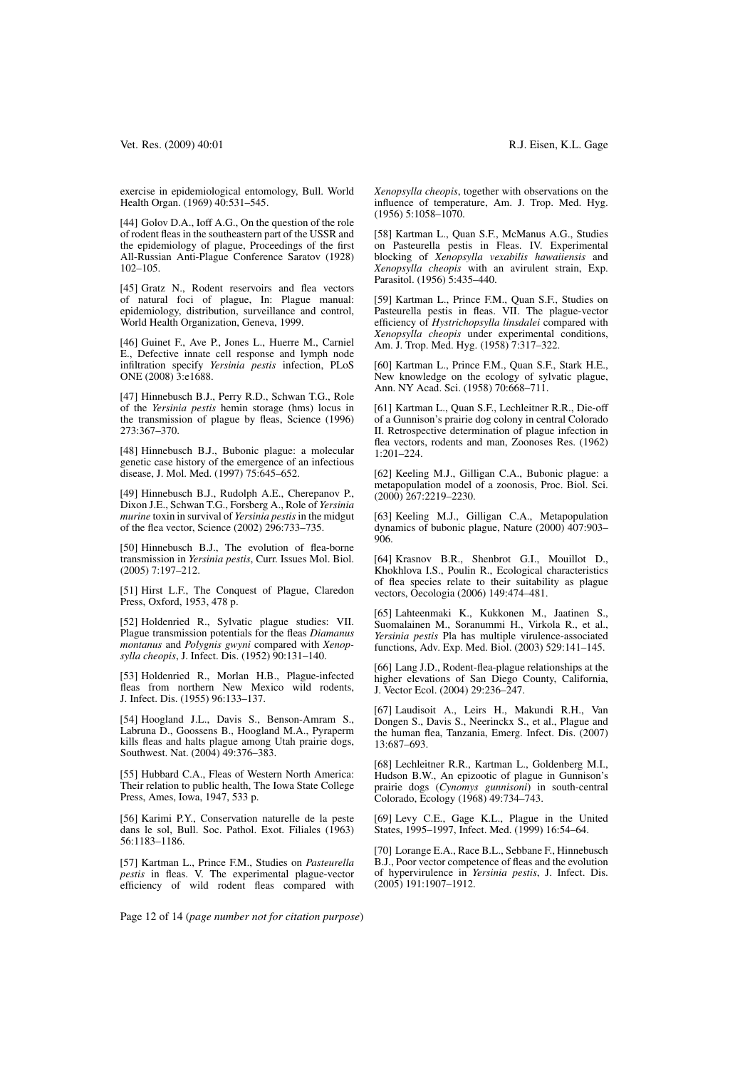exercise in epidemiological entomology, Bull. World Health Organ. (1969) 40:531–545.

[44] Golov D.A., Ioff A.G., On the question of the role of rodent fleas in the southeastern part of the USSR and the epidemiology of plague, Proceedings of the first All-Russian Anti-Plague Conference Saratov (1928) 102–105.

[45] Gratz N., Rodent reservoirs and flea vectors of natural foci of plague, In: Plague manual: epidemiology, distribution, surveillance and control, World Health Organization, Geneva, 1999.

[46] Guinet F., Ave P., Jones L., Huerre M., Carniel E., Defective innate cell response and lymph node infiltration specify *Yersinia pestis* infection, PLoS ONE (2008) 3:e1688.

[47] Hinnebusch B.J., Perry R.D., Schwan T.G., Role of the *Yersinia pestis* hemin storage (hms) locus in the transmission of plague by fleas, Science (1996) 273:367–370.

[48] Hinnebusch B.J., Bubonic plague: a molecular genetic case history of the emergence of an infectious disease, J. Mol. Med. (1997) 75:645–652.

[49] Hinnebusch B.J., Rudolph A.E., Cherepanov P., Dixon J.E., Schwan T.G., Forsberg A., Role of *Yersinia murine* toxin in survival of *Yersinia pestis* in the midgut of the flea vector, Science (2002) 296:733–735.

[50] Hinnebusch B.J., The evolution of flea-borne transmission in *Yersinia pestis*, Curr. Issues Mol. Biol. (2005) 7:197–212.

[51] Hirst L.F., The Conquest of Plague, Claredon Press, Oxford, 1953, 478 p.

[52] Holdenried R., Sylvatic plague studies: VII. Plague transmission potentials for the fleas *Diamanus montanus* and *Polygnis gwyni* compared with *Xenopsylla cheopis*, J. Infect. Dis. (1952) 90:131–140.

[53] Holdenried R., Morlan H.B., Plague-infected fleas from northern New Mexico wild rodents, J. Infect. Dis. (1955) 96:133–137.

[54] Hoogland J.L., Davis S., Benson-Amram S., Labruna D., Goossens B., Hoogland M.A., Pyraperm kills fleas and halts plague among Utah prairie dogs, Southwest. Nat. (2004) 49:376–383.

[55] Hubbard C.A., Fleas of Western North America: Their relation to public health, The Iowa State College Press, Ames, Iowa, 1947, 533 p.

[56] Karimi P.Y., Conservation naturelle de la peste dans le sol, Bull. Soc. Pathol. Exot. Filiales (1963) 56:1183–1186.

[57] Kartman L., Prince F.M., Studies on *Pasteurella pestis* in fleas. V. The experimental plague-vector efficiency of wild rodent fleas compared with *Xenopsylla cheopis*, together with observations on the influence of temperature, Am. J. Trop. Med. Hyg. (1956) 5:1058–1070.

[58] Kartman L., Quan S.F., McManus A.G., Studies on Pasteurella pestis in Fleas. IV. Experimental blocking of *Xenopsylla vexabilis hawaiiensis* and *Xenopsylla cheopis* with an avirulent strain, Exp. Parasitol. (1956) 5:435–440.

[59] Kartman L., Prince F.M., Quan S.F., Studies on Pasteurella pestis in fleas. VII. The plague-vector efficiency of *Hystrichopsylla linsdalei* compared with *Xenopsylla cheopis* under experimental conditions, Am. J. Trop. Med. Hyg. (1958) 7:317–322.

[60] Kartman L., Prince F.M., Quan S.F., Stark H.E., New knowledge on the ecology of sylvatic plague, Ann. NY Acad. Sci. (1958) 70:668–711.

[61] Kartman L., Quan S.F., Lechleitner R.R., Die-off of a Gunnison's prairie dog colony in central Colorado II. Retrospective determination of plague infection in flea vectors, rodents and man, Zoonoses Res. (1962) 1:201–224.

[62] Keeling M.J., Gilligan C.A., Bubonic plague: a metapopulation model of a zoonosis, Proc. Biol. Sci. (2000) 267:2219–2230.

[63] Keeling M.J., Gilligan C.A., Metapopulation dynamics of bubonic plague, Nature (2000) 407:903–906.

[64] Krasnov B.R., Shenbrot G.I., Mouillot D., Khokhlova I.S., Poulin R., Ecological characteristics of flea species relate to their suitability as plague vectors, Oecologia (2006) 149:474–481.

[65] Lahteenmaki K., Kukkonen M., Jaatinen S., Suomalainen M., Soranummi H., Virkola R., et al., *Yersinia pestis* Pla has multiple virulence-associated functions, Adv. Exp. Med. Biol. (2003) 529:141–145.

[66] Lang J.D., Rodent-flea-plague relationships at the higher elevations of San Diego County, California, J. Vector Ecol. (2004) 29:236–247.

[67] Laudisoit A., Leirs H., Makundi R.H., Van Dongen S., Davis S., Neerinckx S., et al., Plague and the human flea, Tanzania, Emerg. Infect. Dis. (2007) 13:687–693.

[68] Lechleitner R.R., Kartman L., Goldenberg M.I., Hudson B.W., An epizootic of plague in Gunnison's prairie dogs (*Cynomys gunnisoni*) in south-central Colorado, Ecology (1968) 49:734–743.

[69] Levy C.E., Gage K.L., Plague in the United States, 1995–1997, Infect. Med. (1999) 16:54–64.

[70] Lorange E.A., Race B.L., Sebbane F., Hinnebusch B.J., Poor vector competence of fleas and the evolution of hypervirulence in *Yersinia pestis*, J. Infect. Dis. (2005) 191:1907–1912.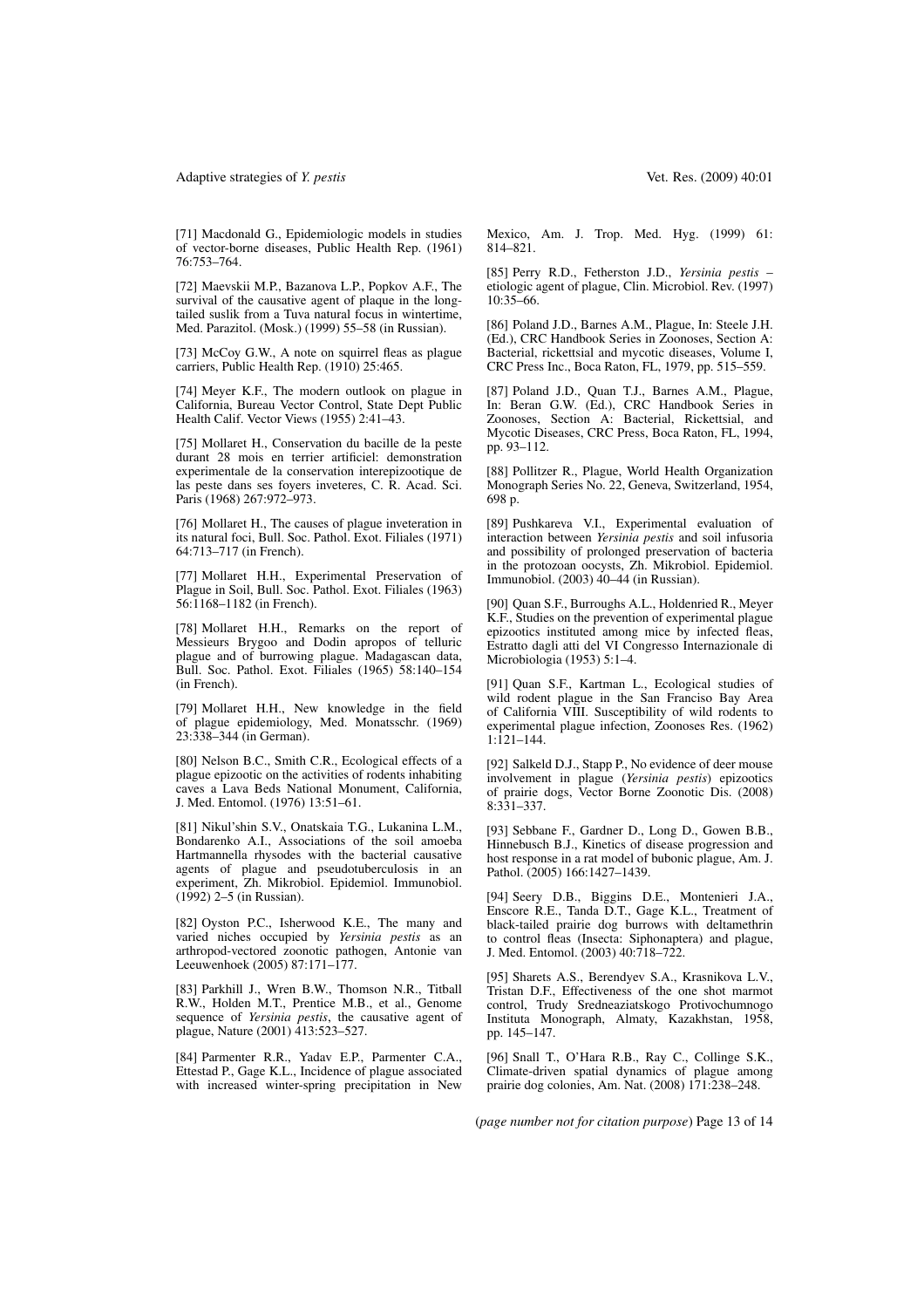[71] Macdonald G., Epidemiologic models in studies of vector-borne diseases, Public Health Rep. (1961) 76:753–764.

[72] Maevskii M.P., Bazanova L.P., Popkov A.F., The survival of the causative agent of plaque in the long-tailed suslik from a Tuva natural focus in wintertime, Med. Parazitol. (Mosk.) (1999) 55–58 (in Russian).

[73] McCoy G.W., A note on squirrel fleas as plague carriers, Public Health Rep. (1910) 25:465.

[74] Meyer K.F., The modern outlook on plague in California, Bureau Vector Control, State Dept Public Health Calif. Vector Views (1955) 2:41–43.

[75] Mollaret H., Conservation du bacille de la peste durant 28 mois en terrier artificiel: demonstration experimentale de la conservation interepizootique de las peste dans ses foyers inveteres, C. R. Acad. Sci. Paris (1968) 267:972–973.

[76] Mollaret H., The causes of plague inveteration in its natural foci, Bull. Soc. Pathol. Exot. Filiales (1971) 64:713–717 (in French).

[77] Mollaret H.H., Experimental Preservation of Plague in Soil, Bull. Soc. Pathol. Exot. Filiales (1963) 56:1168–1182 (in French).

[78] Mollaret H.H., Remarks on the report of Messieurs Brygoo and Dodin apropos of telluric plague and of burrowing plague. Madagascan data, Bull. Soc. Pathol. Exot. Filiales (1965) 58:140–154 (in French).

[79] Mollaret H.H., New knowledge in the field of plague epidemiology, Med. Monatsschr. (1969) 23:338–344 (in German).

[80] Nelson B.C., Smith C.R., Ecological effects of a plague epizootic on the activities of rodents inhabiting caves a Lava Beds National Monument, California, J. Med. Entomol. (1976) 13:51–61.

[81] Nikul'shin S.V., Onatskaia T.G., Lukanina L.M., Bondarenko A.I., Associations of the soil amoeba Hartmannella rhysodes with the bacterial causative agents of plague and pseudotuberculosis in an experiment, Zh. Mikrobiol. Epidemiol. Immunobiol. (1992) 2–5 (in Russian).

[82] Oyston P.C., Isherwood K.E., The many and varied niches occupied by *Yersinia pestis* as an arthropod-vectored zoonotic pathogen, Antonie van Leeuwenhoek (2005) 87:171–177.

[83] Parkhill J., Wren B.W., Thomson N.R., Titball R.W., Holden M.T., Prentice M.B., et al., Genome sequence of *Yersinia pestis*, the causative agent of plague, Nature (2001) 413:523–527.

[84] Parmenter R.R., Yadav E.P., Parmenter C.A., Ettestad P., Gage K.L., Incidence of plague associated with increased winter-spring precipitation in New Mexico, Am. J. Trop. Med. Hyg. (1999) 61: 814–821.

[85] Perry R.D., Fetherston J.D., *Yersinia pestis* – etiologic agent of plague, Clin. Microbiol. Rev. (1997) 10:35–66.

[86] Poland J.D., Barnes A.M., Plague, In: Steele J.H. (Ed.), CRC Handbook Series in Zoonoses, Section A: Bacterial, rickettsial and mycotic diseases, Volume I, CRC Press Inc., Boca Raton, FL, 1979, pp. 515–559.

[87] Poland J.D., Quan T.J., Barnes A.M., Plague, In: Beran G.W. (Ed.), CRC Handbook Series in Zoonoses, Section A: Bacterial, Rickettsial, and Mycotic Diseases, CRC Press, Boca Raton, FL, 1994, pp. 93–112.

[88] Pollitzer R., Plague, World Health Organization Monograph Series No. 22, Geneva, Switzerland, 1954, 698 p.

[89] Pushkareva V.I., Experimental evaluation of interaction between *Yersinia pestis* and soil infusoria and possibility of prolonged preservation of bacteria in the protozoan oocysts, Zh. Mikrobiol. Epidemiol. Immunobiol. (2003) 40–44 (in Russian).

[90] Quan S.F., Burroughs A.L., Holdenried R., Meyer K.F., Studies on the prevention of experimental plague epizootics instituted among mice by infected fleas, Estratto dagli atti del VI Congresso Internazionale di Microbiologia (1953) 5:1–4.

[91] Quan S.F., Kartman L., Ecological studies of wild rodent plague in the San Francisco Bay Area of California VIII. Susceptibility of wild rodents to experimental plague infection, Zoonoses Res. (1962) 1:121–144.

[92] Salkeld D.J., Stapp P., No evidence of deer mouse involvement in plague (*Yersinia pestis*) epizootics of prairie dogs, Vector Borne Zoonotic Dis. (2008) 8:331–337.

[93] Sebbane F., Gardner D., Long D., Gowen B.B., Hinnebusch B.J., Kinetics of disease progression and host response in a rat model of bubonic plague, Am. J. Pathol. (2005) 166:1427–1439.

[94] Seery D.B., Biggins D.E., Montenieri J.A., Enscore R.E., Tanda D.T., Gage K.L., Treatment of black-tailed prairie dog burrows with deltamethrin to control fleas (Insecta: Siphonaptera) and plague, J. Med. Entomol. (2003) 40:718–722.

[95] Sharets A.S., Berendyev S.A., Krasnikova L.V., Tristan D.F., Effectiveness of the one shot marmot control, Trudy Sredneaziatskogo Protivochumnogo Instituta Monograph, Almaty, Kazakhstan, 1958, pp. 145–147.

[96] Snall T., O'Hara R.B., Ray C., Collinge S.K., Climate-driven spatial dynamics of plague among prairie dog colonies, Am. Nat. (2008) 171:238–248.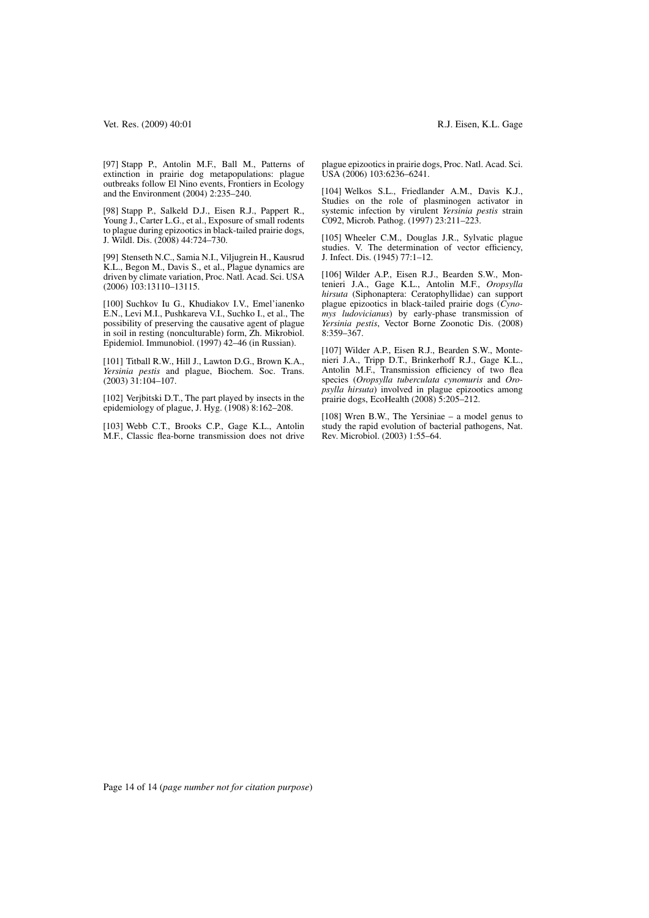[97] Stapp P., Antolin M.F., Ball M., Patterns of extinction in prairie dog metapopulations: plague outbreaks follow El Nino events, Frontiers in Ecology and the Environment (2004) 2:235–240.

[98] Stapp P., Salkeld D.J., Eisen R.J., Pappert R., Young J., Carter L.G., et al., Exposure of small rodents to plague during epizootics in black-tailed prairie dogs, J. Wildl. Dis. (2008) 44:724–730.

[99] Stenseth N.C., Samia N.I., Viljugrein H., Kausrud K.L., Begon M., Davis S., et al., Plague dynamics are driven by climate variation, Proc. Natl. Acad. Sci. USA (2006) 103:13110–13115.

[100] Suchkov Iu G., Khudiakov I.V., Emel'ianenko E.N., Levi M.I., Pushkareva V.I., Suchko I., et al., The possibility of preserving the causative agent of plague in soil in resting (nonculturable) form, Zh. Mikrobiol. Epidemiol. Immunobiol. (1997) 42–46 (in Russian).

[101] Titball R.W., Hill J., Lawton D.G., Brown K.A., *Yersinia pestis* and plague, Biochem. Soc. Trans. (2003) 31:104–107.

[102] Verjbitski D.T., The part played by insects in the epidemiology of plague, J. Hyg. (1908) 8:162–208.

[103] Webb C.T., Brooks C.P., Gage K.L., Antolin M.F., Classic flea-borne transmission does not drive plague epizootics in prairie dogs, Proc. Natl. Acad. Sci. USA (2006) 103:6236–6241.

[104] Welkos S.L., Friedlander A.M., Davis K.J., Studies on the role of plasminogen activator in systemic infection by virulent *Yersinia pestis* strain C092, Microb. Pathog. (1997) 23:211–223.

[105] Wheeler C.M., Douglas J.R., Sylvatic plague studies. V. The determination of vector efficiency, J. Infect. Dis. (1945) 77:1–12.

[106] Wilder A.P., Eisen R.J., Bearden S.W., Montenieri J.A., Gage K.L., Antolin M.F., *Oropsylla hirsuta* (Siphonaptera: Ceratophyllidae) can support plague epizootics in black-tailed prairie dogs (*Cynomys ludovicianus*) by early-phase transmission of *Yersinia pestis*, Vector Borne Zoonotic Dis. (2008) 8:359–367.

[107] Wilder A.P., Eisen R.J., Bearden S.W., Montenieri J.A., Tripp D.T., Brinkerhoff R.J., Gage K.L., Antolin M.F., Transmission efficiency of two flea species (*Oropsylla tuberculata cynomuris* and *Oropsylla hirsuta*) involved in plague epizootics among prairie dogs, EcoHealth (2008) 5:205–212.

[108] Wren B.W., The Yersiniae – a model genus to study the rapid evolution of bacterial pathogens, Nat. Rev. Microbiol. (2003) 1:55–64.